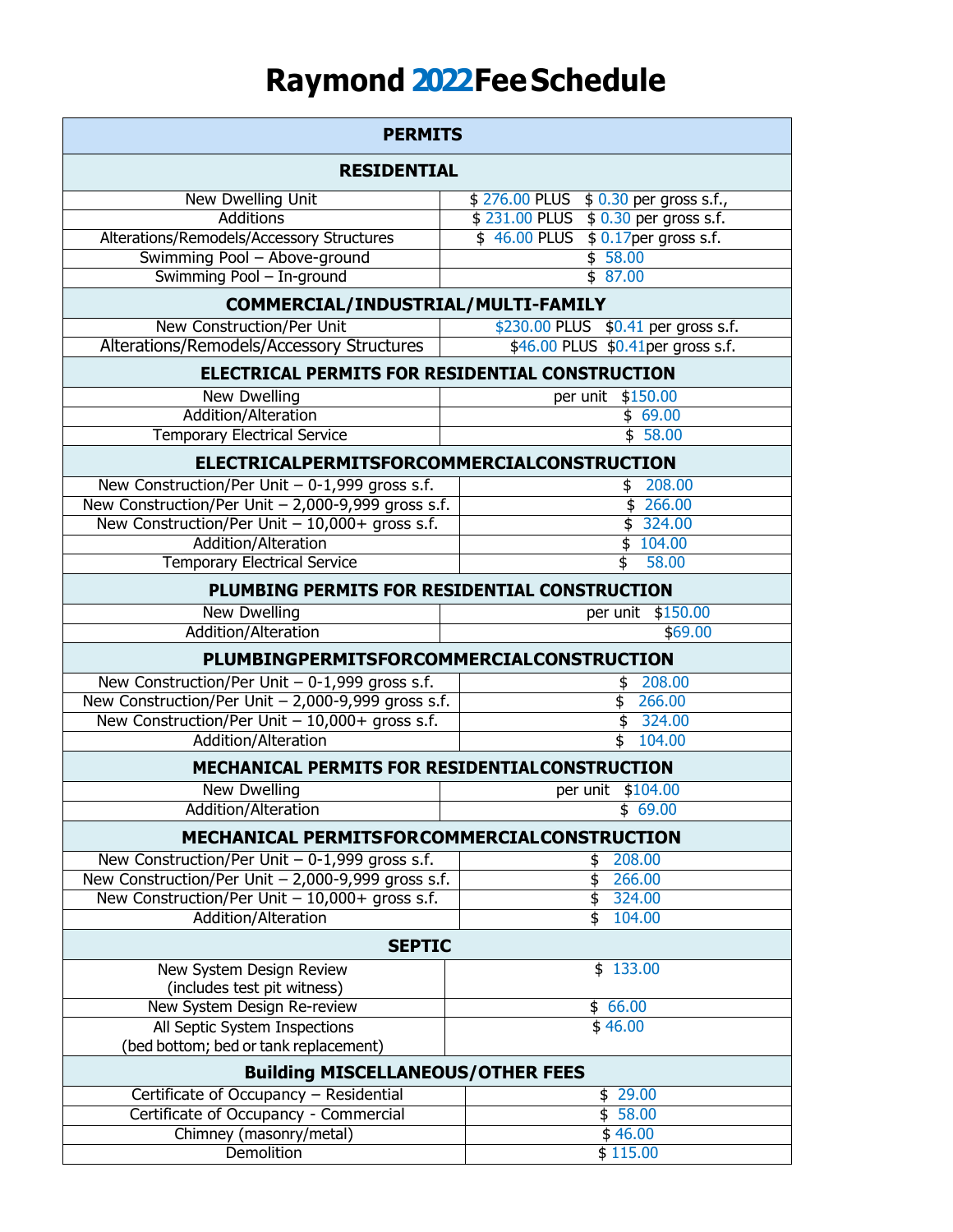# Raymond 2022 Fee Schedule

| PERMITS | |
|---|---|
| **RESIDENTIAL** | |
| New Dwelling Unit | $ 276.00 PLUS $ 0.30 per gross s.f., |
| Additions | $ 231.00 PLUS $ 0.30 per gross s.f. |
| Alterations/Remodels/Accessory Structures | $ 46.00 PLUS $ 0.17per gross s.f. |
| Swimming Pool – Above-ground | $ 58.00 |
| Swimming Pool – In-ground | $ 87.00 |
| **COMMERCIAL/INDUSTRIAL/MULTI-FAMILY** | |
| New Construction/Per Unit | $230.00 PLUS $0.41 per gross s.f. |
| Alterations/Remodels/Accessory Structures | $46.00 PLUS $0.41per gross s.f. |
| **ELECTRICAL PERMITS FOR RESIDENTIAL CONSTRUCTION** | |
| New Dwelling | per unit $150.00 |
| Addition/Alteration | $ 69.00 |
| Temporary Electrical Service | $ 58.00 |
| **ELECTRICALPERMITSFORCOMMERCIALCONSTRUCTION** | |
| New Construction/Per Unit – 0-1,999 gross s.f. | $ 208.00 |
| New Construction/Per Unit – 2,000-9,999 gross s.f. | $ 266.00 |
| New Construction/Per Unit – 10,000+ gross s.f. | $ 324.00 |
| Addition/Alteration | $ 104.00 |
| Temporary Electrical Service | $ 58.00 |
| **PLUMBING PERMITS FOR RESIDENTIAL CONSTRUCTION** | |
| New Dwelling | per unit $150.00 |
| Addition/Alteration | $69.00 |
| **PLUMBINGPERMITSFORCOMMERCIALCONSTRUCTION** | |
| New Construction/Per Unit – 0-1,999 gross s.f. | $ 208.00 |
| New Construction/Per Unit – 2,000-9,999 gross s.f. | $ 266.00 |
| New Construction/Per Unit – 10,000+ gross s.f. | $ 324.00 |
| Addition/Alteration | $ 104.00 |
| **MECHANICAL PERMITS FOR RESIDENTIALCONSTRUCTION** | |
| New Dwelling | per unit $104.00 |
| Addition/Alteration | $ 69.00 |
| **MECHANICAL PERMITSFORCOMMERCIALCONSTRUCTION** | |
| New Construction/Per Unit – 0-1,999 gross s.f. | $ 208.00 |
| New Construction/Per Unit – 2,000-9,999 gross s.f. | $ 266.00 |
| New Construction/Per Unit – 10,000+ gross s.f. | $ 324.00 |
| Addition/Alteration | $ 104.00 |
| **SEPTIC** | |
| New System Design Review (includes test pit witness) | $ 133.00 |
| New System Design Re-review | $ 66.00 |
| All Septic System Inspections (bed bottom; bed or tank replacement) | $ 46.00 |
| **Building MISCELLANEOUS/OTHER FEES** | |
| Certificate of Occupancy – Residential | $ 29.00 |
| Certificate of Occupancy - Commercial | $ 58.00 |
| Chimney (masonry/metal) | $ 46.00 |
| Demolition | $ 115.00 |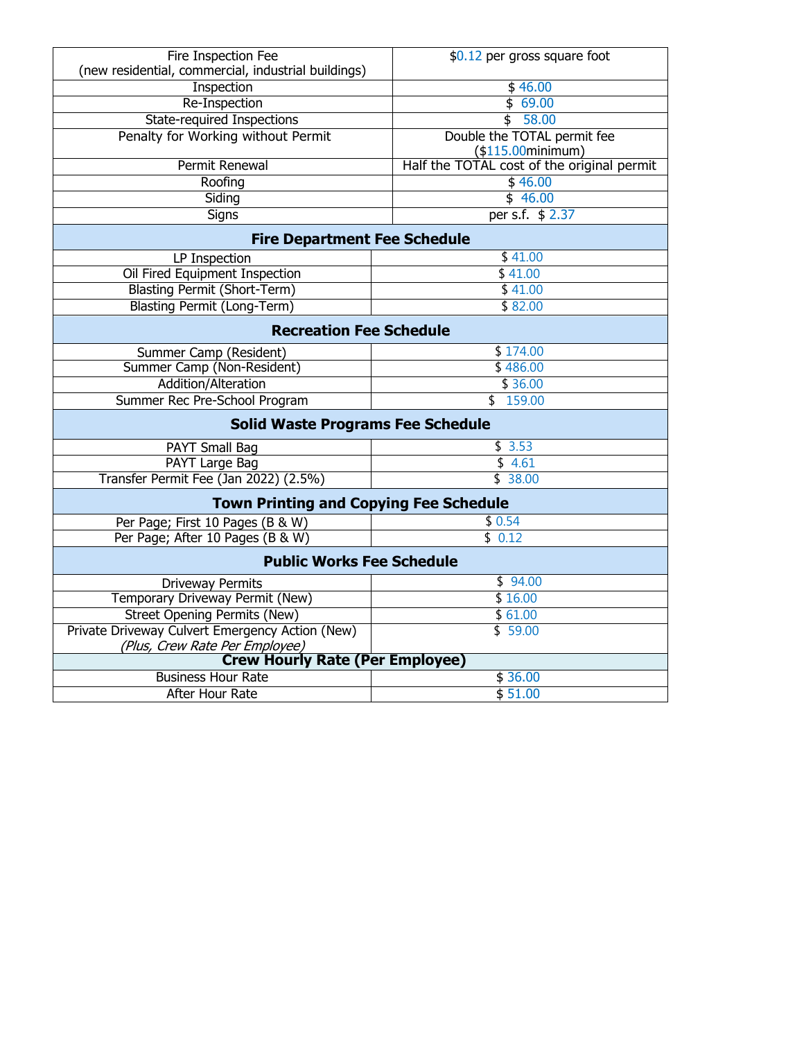| Fire Inspection Fee (new residential, commercial, industrial buildings) | $0.12 per gross square foot |
|---|---|
| Inspection | $ 46.00 |
| Re-Inspection | $ 69.00 |
| State-required Inspections | $ 58.00 |
| Penalty for Working without Permit | Double the TOTAL permit fee ($115.00minimum) |
| Permit Renewal | Half the TOTAL cost of the original permit |
| Roofing | $ 46.00 |
| Siding | $ 46.00 |
| Signs | per s.f. $ 2.37 |

| **Fire Department Fee Schedule** | |
|---|---|
| LP Inspection | $ 41.00 |
| Oil Fired Equipment Inspection | $ 41.00 |
| Blasting Permit (Short-Term) | $ 41.00 |
| Blasting Permit (Long-Term) | $ 82.00 |

| **Recreation Fee Schedule** | |
|---|---|
| Summer Camp (Resident) | $ 174.00 |
| Summer Camp (Non-Resident) | $ 486.00 |
| Addition/Alteration | $ 36.00 |
| Summer Rec Pre-School Program | $ 159.00 |

| **Solid Waste Programs Fee Schedule** | |
|---|---|
| PAYT Small Bag | $ 3.53 |
| PAYT Large Bag | $ 4.61 |
| Transfer Permit Fee (Jan 2022) (2.5%) | $ 38.00 |

| **Town Printing and Copying Fee Schedule** | |
|---|---|
| Per Page; First 10 Pages (B & W) | $ 0.54 |
| Per Page; After 10 Pages (B & W) | $ 0.12 |

| **Public Works Fee Schedule** | |
|---|---|
| Driveway Permits | $ 94.00 |
| Temporary Driveway Permit (New) | $ 16.00 |
| Street Opening Permits (New) | $ 61.00 |
| Private Driveway Culvert Emergency Action (New) *(Plus, Crew Rate Per Employee)* | $ 59.00 |
| **Crew Hourly Rate (Per Employee)** | |
| Business Hour Rate | $ 36.00 |
| After Hour Rate | $ 51.00 |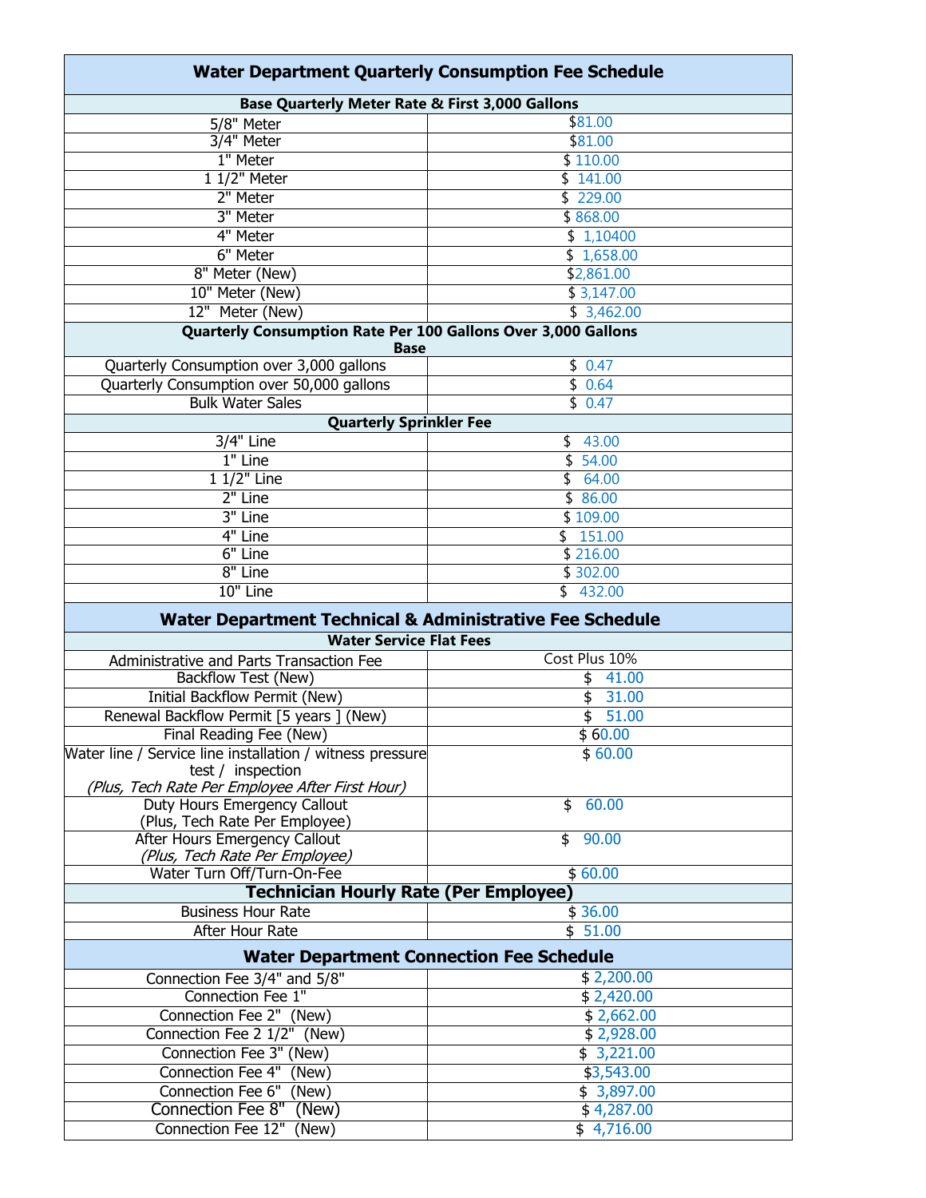| Water Department Quarterly Consumption Fee Schedule | |
|---|---|
| **Base Quarterly Meter Rate & First 3,000 Gallons** | |
| 5/8" Meter | $81.00 |
| 3/4" Meter | $81.00 |
| 1" Meter | $ 110.00 |
| 1 1/2" Meter | $ 141.00 |
| 2" Meter | $ 229.00 |
| 3" Meter | $ 868.00 |
| 4" Meter | $ 1,10400 |
| 6" Meter | $ 1,658.00 |
| 8" Meter (New) | $2,861.00 |
| 10" Meter (New) | $ 3,147.00 |
| 12" Meter (New) | $ 3,462.00 |
| **Quarterly Consumption Rate Per 100 Gallons Over 3,000 Gallons Base** | |
| Quarterly Consumption over 3,000 gallons | $ 0.47 |
| Quarterly Consumption over 50,000 gallons | $ 0.64 |
| Bulk Water Sales | $ 0.47 |
| **Quarterly Sprinkler Fee** | |
| 3/4" Line | $ 43.00 |
| 1" Line | $ 54.00 |
| 1 1/2" Line | $ 64.00 |
| 2" Line | $ 86.00 |
| 3" Line | $ 109.00 |
| 4" Line | $ 151.00 |
| 6" Line | $ 216.00 |
| 8" Line | $ 302.00 |
| 10" Line | $ 432.00 |

| Water Department Technical & Administrative Fee Schedule | |
|---|---|
| **Water Service Flat Fees** | |
| Administrative and Parts Transaction Fee | Cost Plus 10% |
| Backflow Test (New) | $ 41.00 |
| Initial Backflow Permit (New) | $ 31.00 |
| Renewal Backflow Permit [5 years ] (New) | $ 51.00 |
| Final Reading Fee (New) | $ 60.00 |
| Water line / Service line installation / witness pressure test / inspection *(Plus, Tech Rate Per Employee After First Hour)* | $ 60.00 |
| Duty Hours Emergency Callout (Plus, Tech Rate Per Employee) | $ 60.00 |
| After Hours Emergency Callout *(Plus, Tech Rate Per Employee)* | $ 90.00 |
| Water Turn Off/Turn-On-Fee | $ 60.00 |
| **Technician Hourly Rate (Per Employee)** | |
| Business Hour Rate | $ 36.00 |
| After Hour Rate | $ 51.00 |

| Water Department Connection Fee Schedule | |
|---|---|
| Connection Fee 3/4" and 5/8" | $ 2,200.00 |
| Connection Fee 1" | $ 2,420.00 |
| Connection Fee 2" (New) | $ 2,662.00 |
| Connection Fee 2 1/2" (New) | $ 2,928.00 |
| Connection Fee 3" (New) | $ 3,221.00 |
| Connection Fee 4" (New) | $3,543.00 |
| Connection Fee 6" (New) | $ 3,897.00 |
| Connection Fee 8" (New) | $ 4,287.00 |
| Connection Fee 12" (New) | $ 4,716.00 |